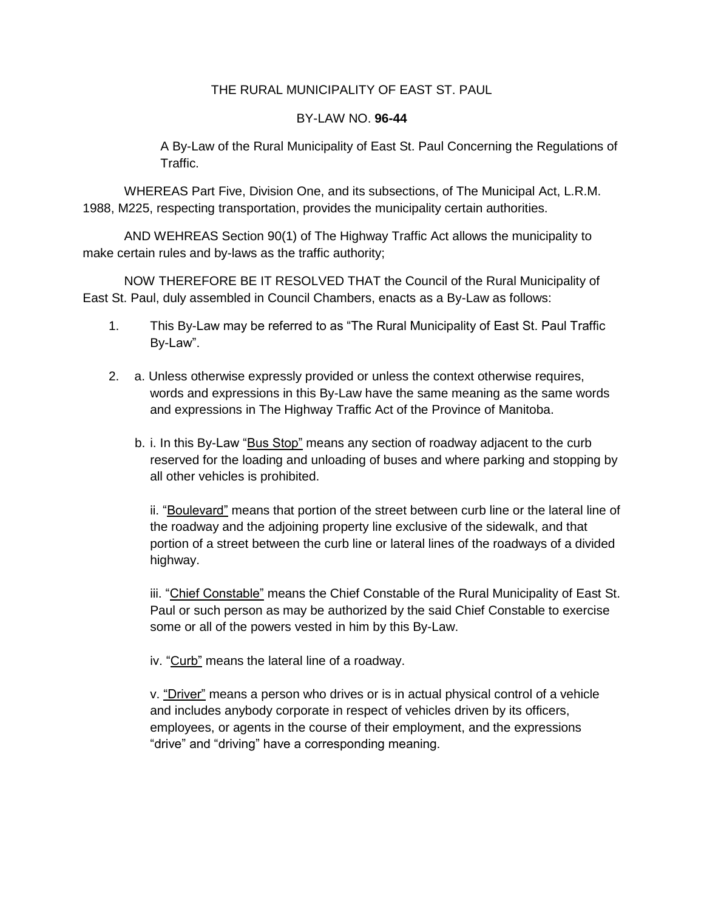THE RURAL MUNICIPALITY OF EAST ST. PAUL

BY-LAW NO. **96-44**

A By-Law of the Rural Municipality of East St. Paul Concerning the Regulations of Traffic.

WHEREAS Part Five, Division One, and its subsections, of The Municipal Act, L.R.M. 1988, M225, respecting transportation, provides the municipality certain authorities.

AND WEHREAS Section 90(1) of The Highway Traffic Act allows the municipality to make certain rules and by-laws as the traffic authority;

NOW THEREFORE BE IT RESOLVED THAT the Council of the Rural Municipality of East St. Paul, duly assembled in Council Chambers, enacts as a By-Law as follows:

1. This By-Law may be referred to as "The Rural Municipality of East St. Paul Traffic By-Law".

2. a. Unless otherwise expressly provided or unless the context otherwise requires, words and expressions in this By-Law have the same meaning as the same words and expressions in The Highway Traffic Act of the Province of Manitoba.

   b. i. In this By-Law "Bus Stop" means any section of roadway adjacent to the curb reserved for the loading and unloading of buses and where parking and stopping by all other vehicles is prohibited.

   ii. "Boulevard" means that portion of the street between curb line or the lateral line of the roadway and the adjoining property line exclusive of the sidewalk, and that portion of a street between the curb line or lateral lines of the roadways of a divided highway.

   iii. "Chief Constable" means the Chief Constable of the Rural Municipality of East St. Paul or such person as may be authorized by the said Chief Constable to exercise some or all of the powers vested in him by this By-Law.

   iv. "Curb" means the lateral line of a roadway.

   v. "Driver" means a person who drives or is in actual physical control of a vehicle and includes anybody corporate in respect of vehicles driven by its officers, employees, or agents in the course of their employment, and the expressions "drive" and "driving" have a corresponding meaning.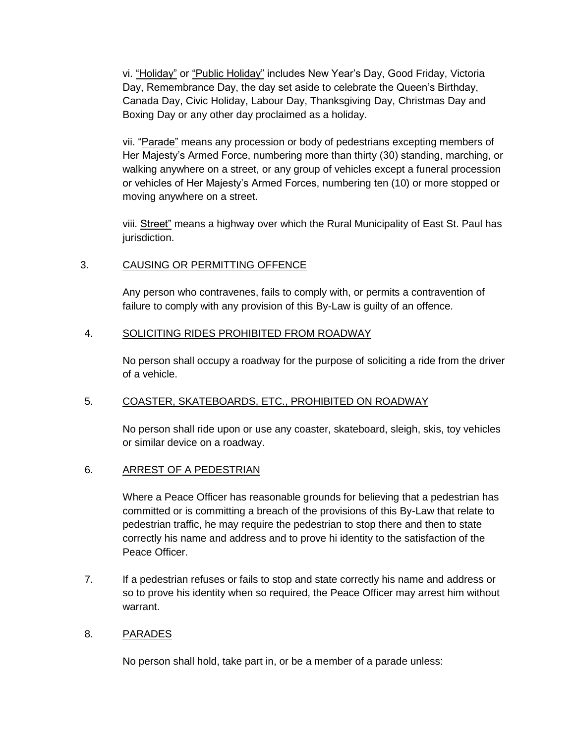vi. "Holiday" or "Public Holiday" includes New Year's Day, Good Friday, Victoria Day, Remembrance Day, the day set aside to celebrate the Queen's Birthday, Canada Day, Civic Holiday, Labour Day, Thanksgiving Day, Christmas Day and Boxing Day or any other day proclaimed as a holiday.

vii. "Parade" means any procession or body of pedestrians excepting members of Her Majesty's Armed Force, numbering more than thirty (30) standing, marching, or walking anywhere on a street, or any group of vehicles except a funeral procession or vehicles of Her Majesty's Armed Forces, numbering ten (10) or more stopped or moving anywhere on a street.

viii. Street" means a highway over which the Rural Municipality of East St. Paul has jurisdiction.

3. CAUSING OR PERMITTING OFFENCE

Any person who contravenes, fails to comply with, or permits a contravention of failure to comply with any provision of this By-Law is guilty of an offence.

4. SOLICITING RIDES PROHIBITED FROM ROADWAY

No person shall occupy a roadway for the purpose of soliciting a ride from the driver of a vehicle.

5. COASTER, SKATEBOARDS, ETC., PROHIBITED ON ROADWAY

No person shall ride upon or use any coaster, skateboard, sleigh, skis, toy vehicles or similar device on a roadway.

6. ARREST OF A PEDESTRIAN

Where a Peace Officer has reasonable grounds for believing that a pedestrian has committed or is committing a breach of the provisions of this By-Law that relate to pedestrian traffic, he may require the pedestrian to stop there and then to state correctly his name and address and to prove hi identity to the satisfaction of the Peace Officer.

7. If a pedestrian refuses or fails to stop and state correctly his name and address or so to prove his identity when so required, the Peace Officer may arrest him without warrant.

8. PARADES

No person shall hold, take part in, or be a member of a parade unless: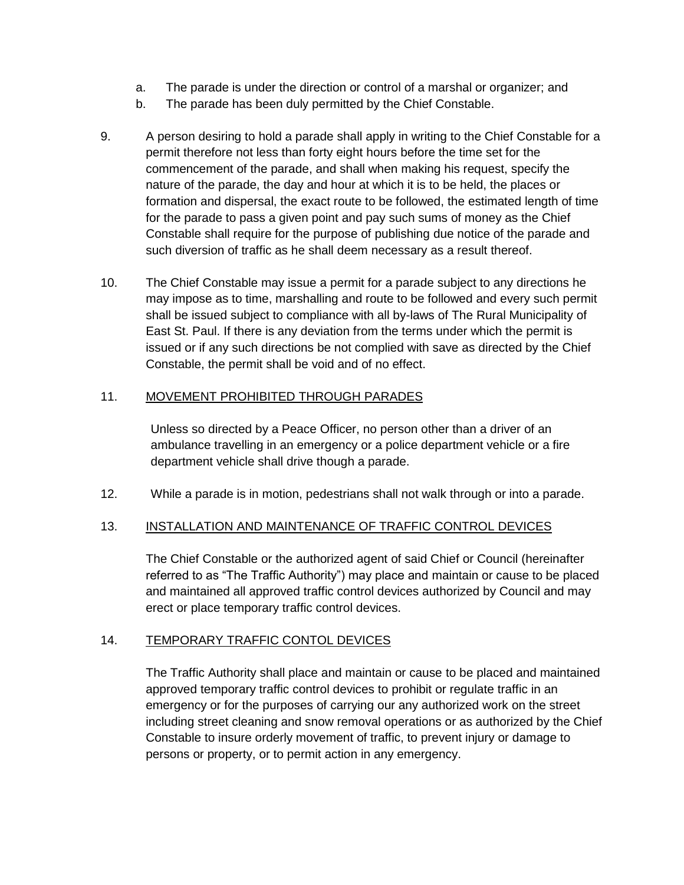a. The parade is under the direction or control of a marshal or organizer; and
b. The parade has been duly permitted by the Chief Constable.

9. A person desiring to hold a parade shall apply in writing to the Chief Constable for a permit therefore not less than forty eight hours before the time set for the commencement of the parade, and shall when making his request, specify the nature of the parade, the day and hour at which it is to be held, the places or formation and dispersal, the exact route to be followed, the estimated length of time for the parade to pass a given point and pay such sums of money as the Chief Constable shall require for the purpose of publishing due notice of the parade and such diversion of traffic as he shall deem necessary as a result thereof.

10. The Chief Constable may issue a permit for a parade subject to any directions he may impose as to time, marshalling and route to be followed and every such permit shall be issued subject to compliance with all by-laws of The Rural Municipality of East St. Paul. If there is any deviation from the terms under which the permit is issued or if any such directions be not complied with save as directed by the Chief Constable, the permit shall be void and of no effect.

11. <u>MOVEMENT PROHIBITED THROUGH PARADES</u>

Unless so directed by a Peace Officer, no person other than a driver of an ambulance travelling in an emergency or a police department vehicle or a fire department vehicle shall drive though a parade.

12. While a parade is in motion, pedestrians shall not walk through or into a parade.

13. <u>INSTALLATION AND MAINTENANCE OF TRAFFIC CONTROL DEVICES</u>

The Chief Constable or the authorized agent of said Chief or Council (hereinafter referred to as "The Traffic Authority") may place and maintain or cause to be placed and maintained all approved traffic control devices authorized by Council and may erect or place temporary traffic control devices.

14. <u>TEMPORARY TRAFFIC CONTOL DEVICES</u>

The Traffic Authority shall place and maintain or cause to be placed and maintained approved temporary traffic control devices to prohibit or regulate traffic in an emergency or for the purposes of carrying our any authorized work on the street including street cleaning and snow removal operations or as authorized by the Chief Constable to insure orderly movement of traffic, to prevent injury or damage to persons or property, or to permit action in any emergency.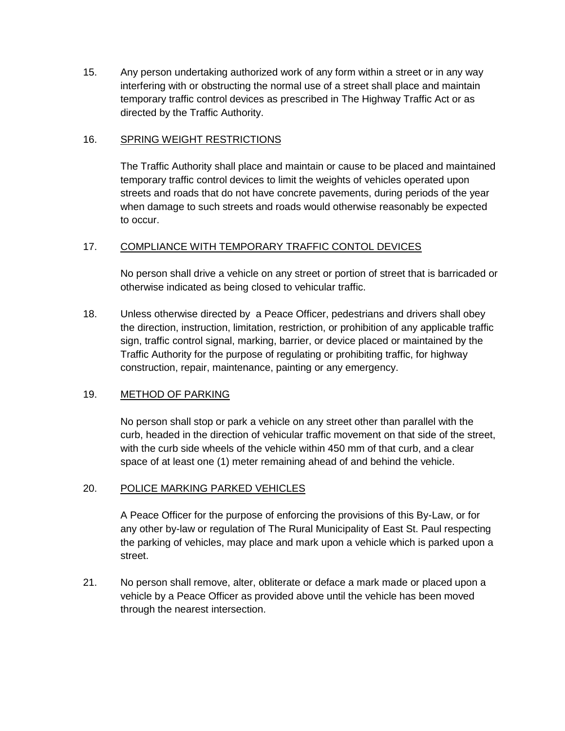15. Any person undertaking authorized work of any form within a street or in any way interfering with or obstructing the normal use of a street shall place and maintain temporary traffic control devices as prescribed in The Highway Traffic Act or as directed by the Traffic Authority.

16. <u>SPRING WEIGHT RESTRICTIONS</u>

    The Traffic Authority shall place and maintain or cause to be placed and maintained temporary traffic control devices to limit the weights of vehicles operated upon streets and roads that do not have concrete pavements, during periods of the year when damage to such streets and roads would otherwise reasonably be expected to occur.

17. <u>COMPLIANCE WITH TEMPORARY TRAFFIC CONTOL DEVICES</u>

    No person shall drive a vehicle on any street or portion of street that is barricaded or otherwise indicated as being closed to vehicular traffic.

18. Unless otherwise directed by a Peace Officer, pedestrians and drivers shall obey the direction, instruction, limitation, restriction, or prohibition of any applicable traffic sign, traffic control signal, marking, barrier, or device placed or maintained by the Traffic Authority for the purpose of regulating or prohibiting traffic, for highway construction, repair, maintenance, painting or any emergency.

19. <u>METHOD OF PARKING</u>

    No person shall stop or park a vehicle on any street other than parallel with the curb, headed in the direction of vehicular traffic movement on that side of the street, with the curb side wheels of the vehicle within 450 mm of that curb, and a clear space of at least one (1) meter remaining ahead of and behind the vehicle.

20. <u>POLICE MARKING PARKED VEHICLES</u>

    A Peace Officer for the purpose of enforcing the provisions of this By-Law, or for any other by-law or regulation of The Rural Municipality of East St. Paul respecting the parking of vehicles, may place and mark upon a vehicle which is parked upon a street.

21. No person shall remove, alter, obliterate or deface a mark made or placed upon a vehicle by a Peace Officer as provided above until the vehicle has been moved through the nearest intersection.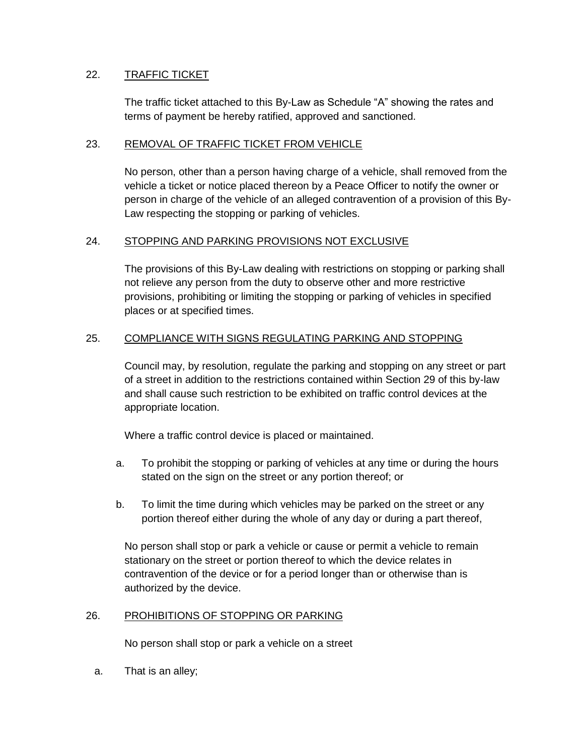## 22. TRAFFIC TICKET

The traffic ticket attached to this By-Law as Schedule "A" showing the rates and terms of payment be hereby ratified, approved and sanctioned.

## 23. REMOVAL OF TRAFFIC TICKET FROM VEHICLE

No person, other than a person having charge of a vehicle, shall removed from the vehicle a ticket or notice placed thereon by a Peace Officer to notify the owner or person in charge of the vehicle of an alleged contravention of a provision of this By-Law respecting the stopping or parking of vehicles.

## 24. STOPPING AND PARKING PROVISIONS NOT EXCLUSIVE

The provisions of this By-Law dealing with restrictions on stopping or parking shall not relieve any person from the duty to observe other and more restrictive provisions, prohibiting or limiting the stopping or parking of vehicles in specified places or at specified times.

## 25. COMPLIANCE WITH SIGNS REGULATING PARKING AND STOPPING

Council may, by resolution, regulate the parking and stopping on any street or part of a street in addition to the restrictions contained within Section 29 of this by-law and shall cause such restriction to be exhibited on traffic control devices at the appropriate location.

Where a traffic control device is placed or maintained.

a. To prohibit the stopping or parking of vehicles at any time or during the hours stated on the sign on the street or any portion thereof; or

b. To limit the time during which vehicles may be parked on the street or any portion thereof either during the whole of any day or during a part thereof,

No person shall stop or park a vehicle or cause or permit a vehicle to remain stationary on the street or portion thereof to which the device relates in contravention of the device or for a period longer than or otherwise than is authorized by the device.

## 26. PROHIBITIONS OF STOPPING OR PARKING

No person shall stop or park a vehicle on a street

a. That is an alley;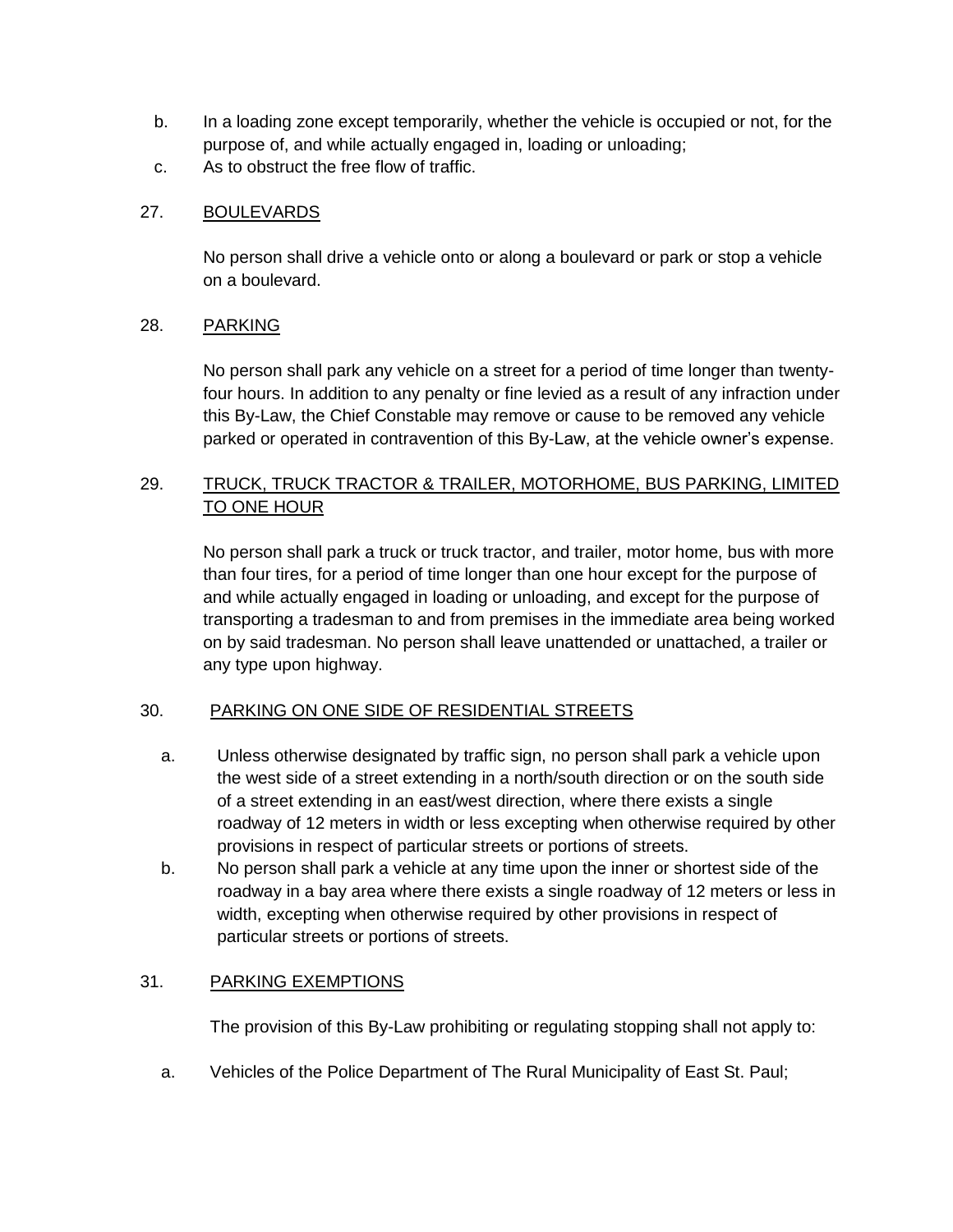b. In a loading zone except temporarily, whether the vehicle is occupied or not, for the purpose of, and while actually engaged in, loading or unloading;

c. As to obstruct the free flow of traffic.

27. <u>BOULEVARDS</u>

No person shall drive a vehicle onto or along a boulevard or park or stop a vehicle on a boulevard.

28. <u>PARKING</u>

No person shall park any vehicle on a street for a period of time longer than twenty-four hours. In addition to any penalty or fine levied as a result of any infraction under this By-Law, the Chief Constable may remove or cause to be removed any vehicle parked or operated in contravention of this By-Law, at the vehicle owner's expense.

29. <u>TRUCK, TRUCK TRACTOR & TRAILER, MOTORHOME, BUS PARKING, LIMITED TO ONE HOUR</u>

No person shall park a truck or truck tractor, and trailer, motor home, bus with more than four tires, for a period of time longer than one hour except for the purpose of and while actually engaged in loading or unloading, and except for the purpose of transporting a tradesman to and from premises in the immediate area being worked on by said tradesman. No person shall leave unattended or unattached, a trailer or any type upon highway.

30. <u>PARKING ON ONE SIDE OF RESIDENTIAL STREETS</u>

a. Unless otherwise designated by traffic sign, no person shall park a vehicle upon the west side of a street extending in a north/south direction or on the south side of a street extending in an east/west direction, where there exists a single roadway of 12 meters in width or less excepting when otherwise required by other provisions in respect of particular streets or portions of streets.

b. No person shall park a vehicle at any time upon the inner or shortest side of the roadway in a bay area where there exists a single roadway of 12 meters or less in width, excepting when otherwise required by other provisions in respect of particular streets or portions of streets.

31. <u>PARKING EXEMPTIONS</u>

The provision of this By-Law prohibiting or regulating stopping shall not apply to:

a. Vehicles of the Police Department of The Rural Municipality of East St. Paul;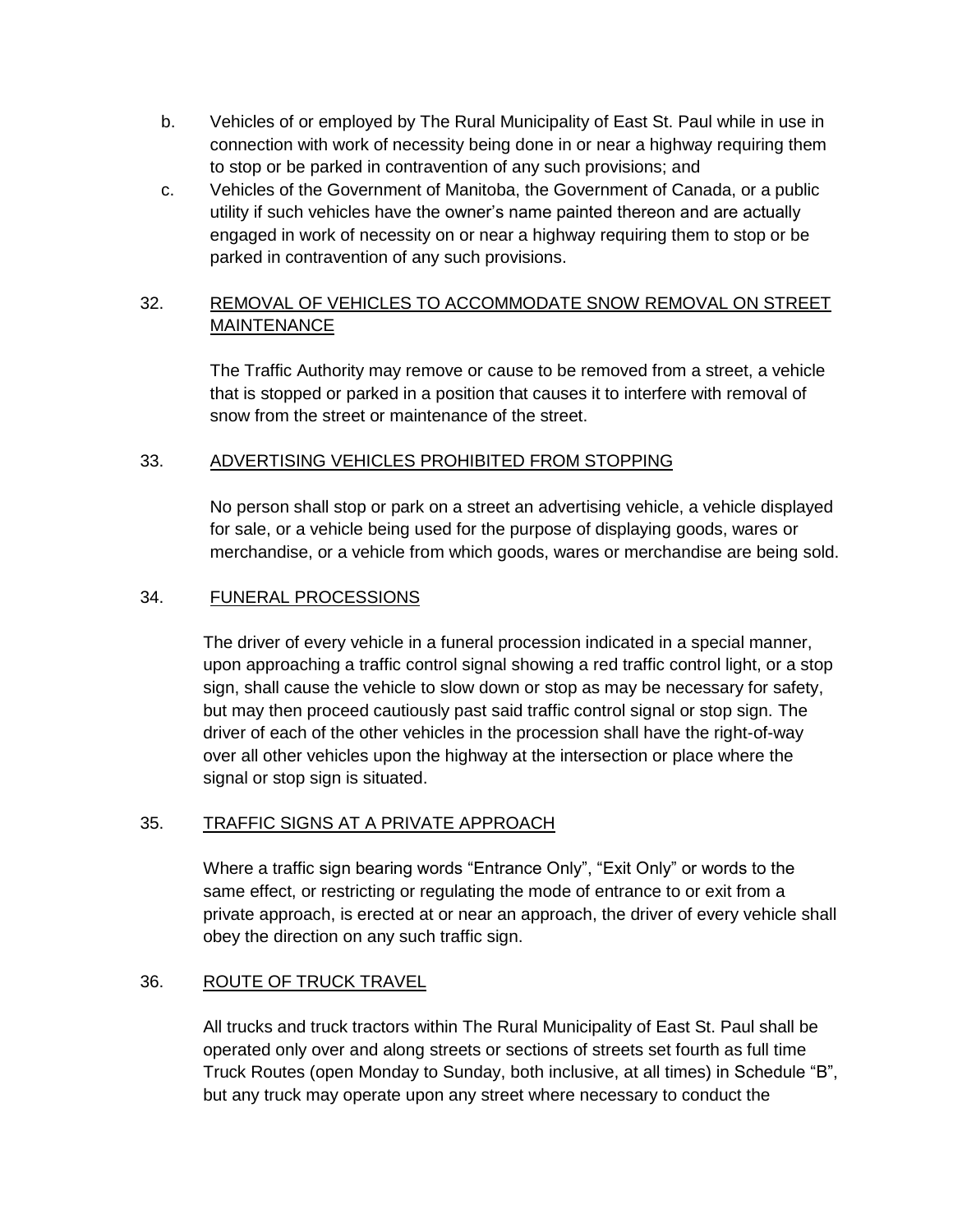b. Vehicles of or employed by The Rural Municipality of East St. Paul while in use in connection with work of necessity being done in or near a highway requiring them to stop or be parked in contravention of any such provisions; and

c. Vehicles of the Government of Manitoba, the Government of Canada, or a public utility if such vehicles have the owner's name painted thereon and are actually engaged in work of necessity on or near a highway requiring them to stop or be parked in contravention of any such provisions.

32. REMOVAL OF VEHICLES TO ACCOMMODATE SNOW REMOVAL ON STREET MAINTENANCE

The Traffic Authority may remove or cause to be removed from a street, a vehicle that is stopped or parked in a position that causes it to interfere with removal of snow from the street or maintenance of the street.

33. ADVERTISING VEHICLES PROHIBITED FROM STOPPING

No person shall stop or park on a street an advertising vehicle, a vehicle displayed for sale, or a vehicle being used for the purpose of displaying goods, wares or merchandise, or a vehicle from which goods, wares or merchandise are being sold.

34. FUNERAL PROCESSIONS

The driver of every vehicle in a funeral procession indicated in a special manner, upon approaching a traffic control signal showing a red traffic control light, or a stop sign, shall cause the vehicle to slow down or stop as may be necessary for safety, but may then proceed cautiously past said traffic control signal or stop sign. The driver of each of the other vehicles in the procession shall have the right-of-way over all other vehicles upon the highway at the intersection or place where the signal or stop sign is situated.

35. TRAFFIC SIGNS AT A PRIVATE APPROACH

Where a traffic sign bearing words "Entrance Only", "Exit Only" or words to the same effect, or restricting or regulating the mode of entrance to or exit from a private approach, is erected at or near an approach, the driver of every vehicle shall obey the direction on any such traffic sign.

36. ROUTE OF TRUCK TRAVEL

All trucks and truck tractors within The Rural Municipality of East St. Paul shall be operated only over and along streets or sections of streets set fourth as full time Truck Routes (open Monday to Sunday, both inclusive, at all times) in Schedule "B", but any truck may operate upon any street where necessary to conduct the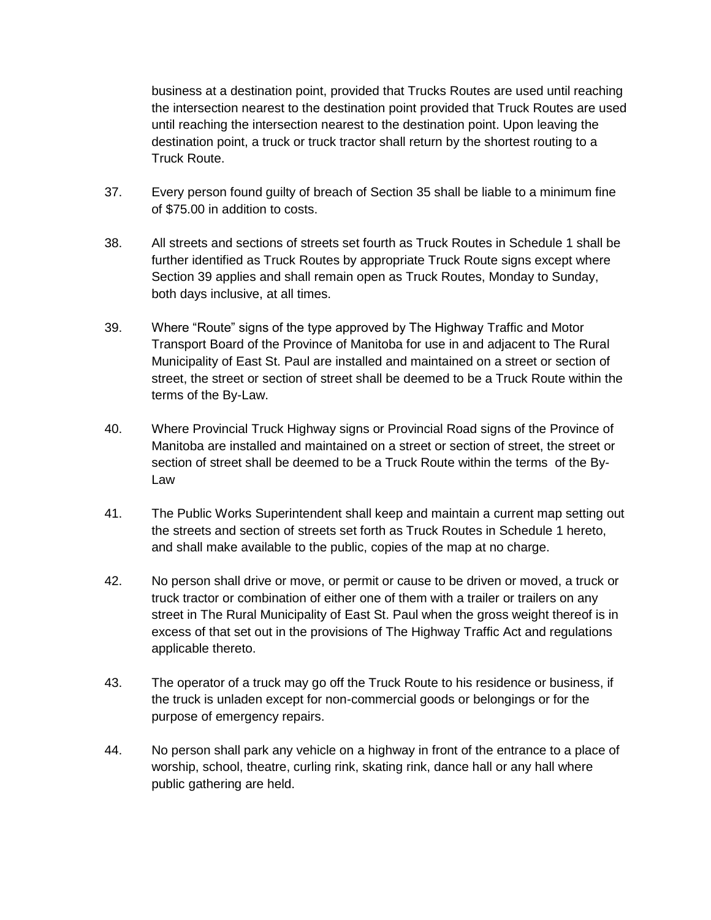business at a destination point, provided that Trucks Routes are used until reaching the intersection nearest to the destination point provided that Truck Routes are used until reaching the intersection nearest to the destination point. Upon leaving the destination point, a truck or truck tractor shall return by the shortest routing to a Truck Route.

37. Every person found guilty of breach of Section 35 shall be liable to a minimum fine of $75.00 in addition to costs.

38. All streets and sections of streets set fourth as Truck Routes in Schedule 1 shall be further identified as Truck Routes by appropriate Truck Route signs except where Section 39 applies and shall remain open as Truck Routes, Monday to Sunday, both days inclusive, at all times.

39. Where "Route" signs of the type approved by The Highway Traffic and Motor Transport Board of the Province of Manitoba for use in and adjacent to The Rural Municipality of East St. Paul are installed and maintained on a street or section of street, the street or section of street shall be deemed to be a Truck Route within the terms of the By-Law.

40. Where Provincial Truck Highway signs or Provincial Road signs of the Province of Manitoba are installed and maintained on a street or section of street, the street or section of street shall be deemed to be a Truck Route within the terms of the By-Law

41. The Public Works Superintendent shall keep and maintain a current map setting out the streets and section of streets set forth as Truck Routes in Schedule 1 hereto, and shall make available to the public, copies of the map at no charge.

42. No person shall drive or move, or permit or cause to be driven or moved, a truck or truck tractor or combination of either one of them with a trailer or trailers on any street in The Rural Municipality of East St. Paul when the gross weight thereof is in excess of that set out in the provisions of The Highway Traffic Act and regulations applicable thereto.

43. The operator of a truck may go off the Truck Route to his residence or business, if the truck is unladen except for non-commercial goods or belongings or for the purpose of emergency repairs.

44. No person shall park any vehicle on a highway in front of the entrance to a place of worship, school, theatre, curling rink, skating rink, dance hall or any hall where public gathering are held.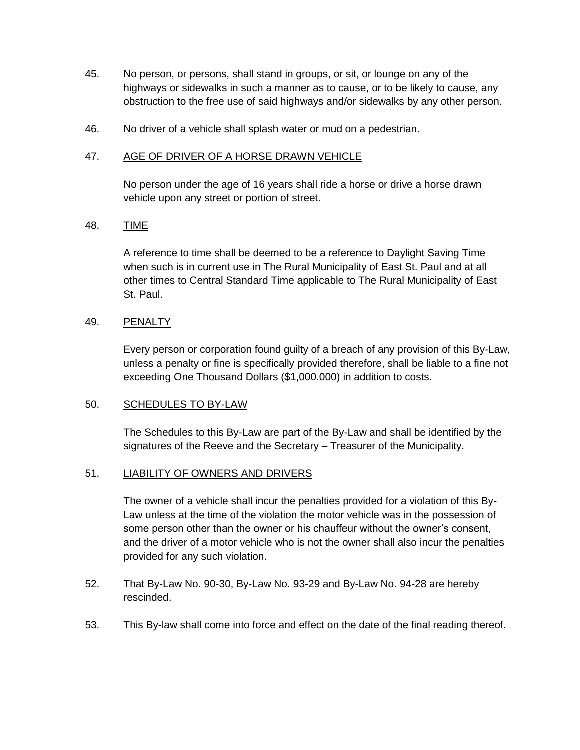45. No person, or persons, shall stand in groups, or sit, or lounge on any of the highways or sidewalks in such a manner as to cause, or to be likely to cause, any obstruction to the free use of said highways and/or sidewalks by any other person.

46. No driver of a vehicle shall splash water or mud on a pedestrian.

47. <u>AGE OF DRIVER OF A HORSE DRAWN VEHICLE</u>

    No person under the age of 16 years shall ride a horse or drive a horse drawn vehicle upon any street or portion of street.

48. <u>TIME</u>

    A reference to time shall be deemed to be a reference to Daylight Saving Time when such is in current use in The Rural Municipality of East St. Paul and at all other times to Central Standard Time applicable to The Rural Municipality of East St. Paul.

49. <u>PENALTY</u>

    Every person or corporation found guilty of a breach of any provision of this By-Law, unless a penalty or fine is specifically provided therefore, shall be liable to a fine not exceeding One Thousand Dollars ($1,000.000) in addition to costs.

50. <u>SCHEDULES TO BY-LAW</u>

    The Schedules to this By-Law are part of the By-Law and shall be identified by the signatures of the Reeve and the Secretary – Treasurer of the Municipality.

51. <u>LIABILITY OF OWNERS AND DRIVERS</u>

    The owner of a vehicle shall incur the penalties provided for a violation of this By-Law unless at the time of the violation the motor vehicle was in the possession of some person other than the owner or his chauffeur without the owner's consent, and the driver of a motor vehicle who is not the owner shall also incur the penalties provided for any such violation.

52. That By-Law No. 90-30, By-Law No. 93-29 and By-Law No. 94-28 are hereby rescinded.

53. This By-law shall come into force and effect on the date of the final reading thereof.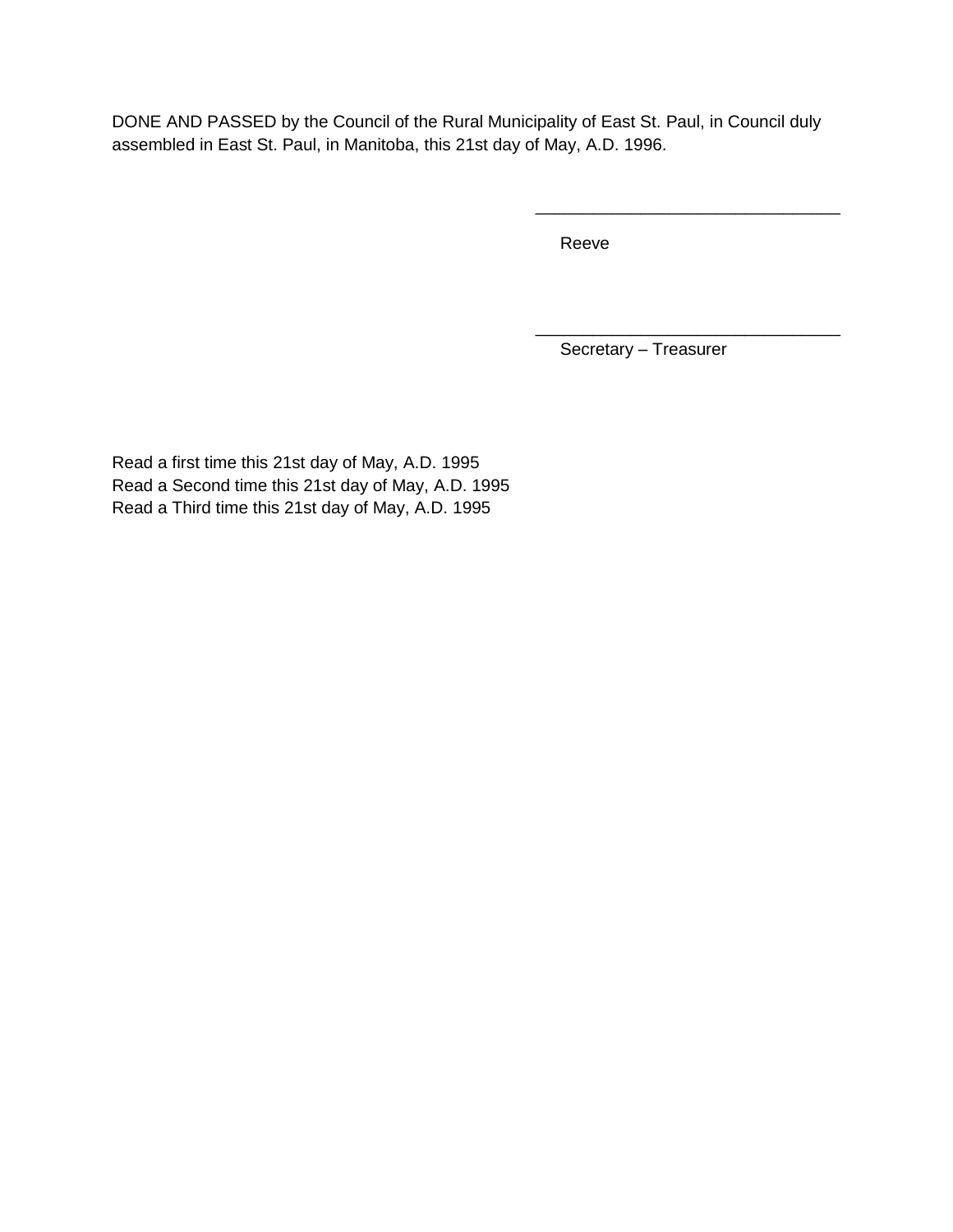DONE AND PASSED by the Council of the Rural Municipality of East St. Paul, in Council duly assembled in East St. Paul, in Manitoba, this 21st day of May, A.D. 1996.

\_\_\_\_\_\_\_\_\_\_\_\_\_\_\_\_\_\_\_\_\_\_\_\_\_\_\_\_\_\_\_\_

Reeve

\_\_\_\_\_\_\_\_\_\_\_\_\_\_\_\_\_\_\_\_\_\_\_\_\_\_\_\_\_\_\_\_

Secretary – Treasurer

Read a first time this 21st day of May, A.D. 1995
Read a Second time this 21st day of May, A.D. 1995
Read a Third time this 21st day of May, A.D. 1995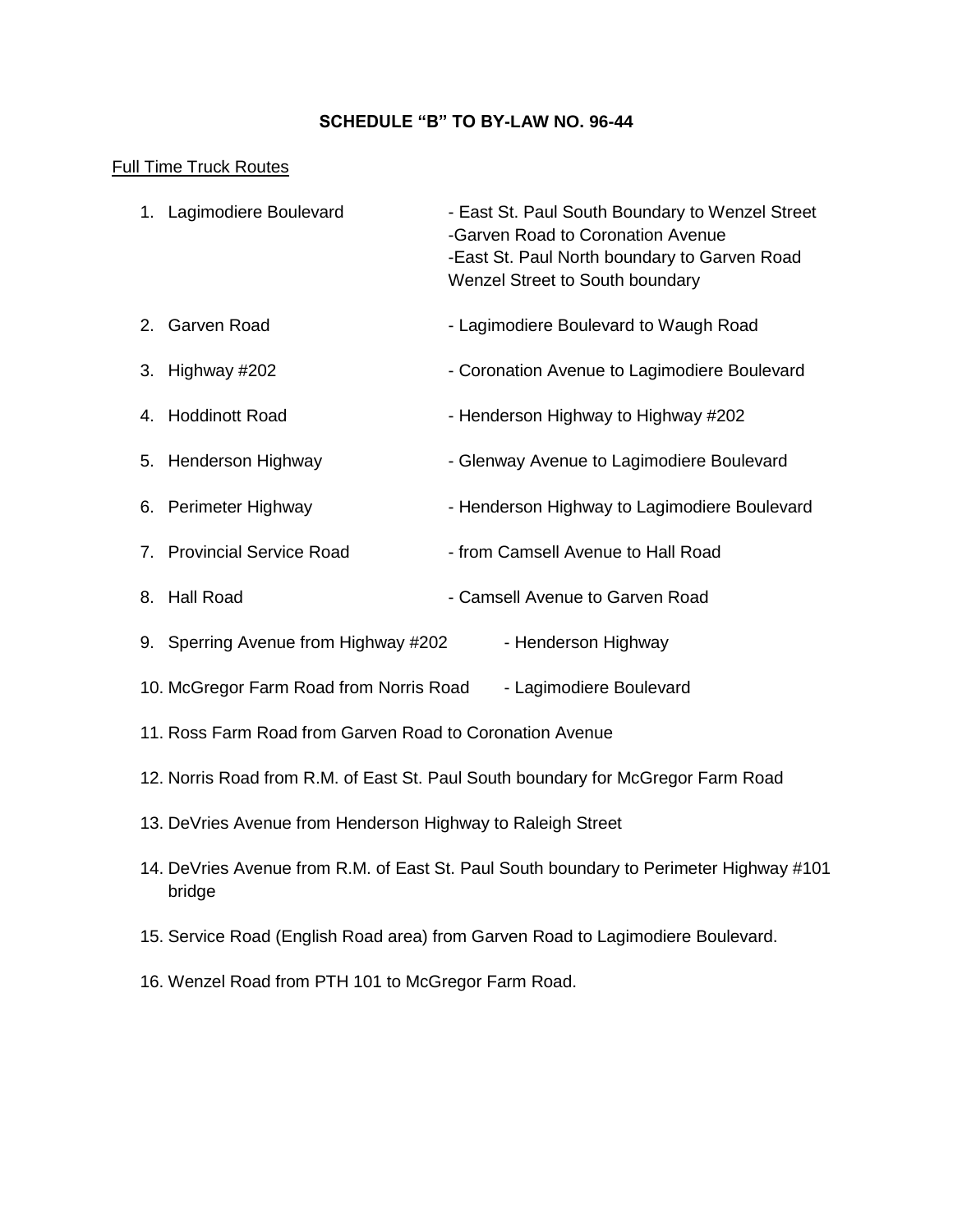**SCHEDULE "B" TO BY-LAW NO. 96-44**

Full Time Truck Routes

1. Lagimodiere Boulevard - East St. Paul South Boundary to Wenzel Street
   -Garven Road to Coronation Avenue
   -East St. Paul North boundary to Garven Road
   Wenzel Street to South boundary
2. Garven Road - Lagimodiere Boulevard to Waugh Road
3. Highway #202 - Coronation Avenue to Lagimodiere Boulevard
4. Hoddinott Road - Henderson Highway to Highway #202
5. Henderson Highway - Glenway Avenue to Lagimodiere Boulevard
6. Perimeter Highway - Henderson Highway to Lagimodiere Boulevard
7. Provincial Service Road - from Camsell Avenue to Hall Road
8. Hall Road - Camsell Avenue to Garven Road
9. Sperring Avenue from Highway #202 - Henderson Highway
10. McGregor Farm Road from Norris Road - Lagimodiere Boulevard
11. Ross Farm Road from Garven Road to Coronation Avenue
12. Norris Road from R.M. of East St. Paul South boundary for McGregor Farm Road
13. DeVries Avenue from Henderson Highway to Raleigh Street
14. DeVries Avenue from R.M. of East St. Paul South boundary to Perimeter Highway #101 bridge
15. Service Road (English Road area) from Garven Road to Lagimodiere Boulevard.
16. Wenzel Road from PTH 101 to McGregor Farm Road.